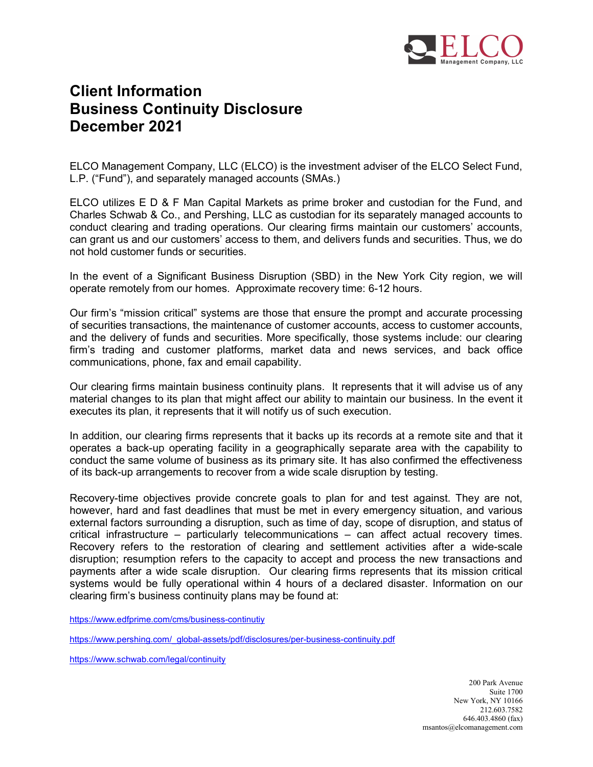# Client Information
# Business Continuity Disclosure
# December 2021

ELCO Management Company, LLC (ELCO) is the investment adviser of the ELCO Select Fund, L.P. ("Fund"), and separately managed accounts (SMAs.)

ELCO utilizes E D & F Man Capital Markets as prime broker and custodian for the Fund, and Charles Schwab & Co., and Pershing, LLC as custodian for its separately managed accounts to conduct clearing and trading operations. Our clearing firms maintain our customers' accounts, can grant us and our customers' access to them, and delivers funds and securities. Thus, we do not hold customer funds or securities.

In the event of a Significant Business Disruption (SBD) in the New York City region, we will operate remotely from our homes. Approximate recovery time: 6-12 hours.

Our firm's "mission critical" systems are those that ensure the prompt and accurate processing of securities transactions, the maintenance of customer accounts, access to customer accounts, and the delivery of funds and securities. More specifically, those systems include: our clearing firm's trading and customer platforms, market data and news services, and back office communications, phone, fax and email capability.

Our clearing firms maintain business continuity plans. It represents that it will advise us of any material changes to its plan that might affect our ability to maintain our business. In the event it executes its plan, it represents that it will notify us of such execution.

In addition, our clearing firms represents that it backs up its records at a remote site and that it operates a back-up operating facility in a geographically separate area with the capability to conduct the same volume of business as its primary site. It has also confirmed the effectiveness of its back-up arrangements to recover from a wide scale disruption by testing.

Recovery-time objectives provide concrete goals to plan for and test against. They are not, however, hard and fast deadlines that must be met in every emergency situation, and various external factors surrounding a disruption, such as time of day, scope of disruption, and status of critical infrastructure – particularly telecommunications – can affect actual recovery times. Recovery refers to the restoration of clearing and settlement activities after a wide-scale disruption; resumption refers to the capacity to accept and process the new transactions and payments after a wide scale disruption. Our clearing firms represents that its mission critical systems would be fully operational within 4 hours of a declared disaster. Information on our clearing firm's business continuity plans may be found at:

https://www.edfprime.com/cms/business-continutiy

https://www.pershing.com/_global-assets/pdf/disclosures/per-business-continuity.pdf

https://www.schwab.com/legal/continuity

200 Park Avenue
Suite 1700
New York, NY 10166
212.603.7582
646.403.4860 (fax)
msantos@elcomanagement.com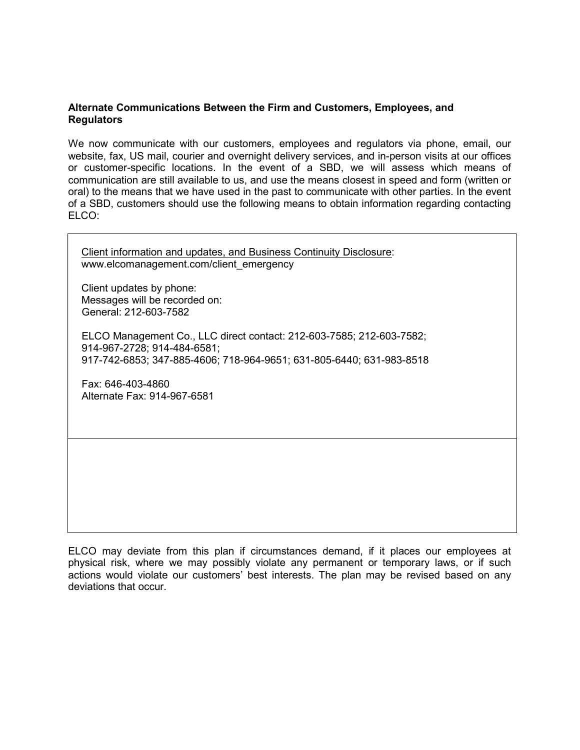**Alternate Communications Between the Firm and Customers, Employees, and Regulators**

We now communicate with our customers, employees and regulators via phone, email, our website, fax, US mail, courier and overnight delivery services, and in-person visits at our offices or customer-specific locations. In the event of a SBD, we will assess which means of communication are still available to us, and use the means closest in speed and form (written or oral) to the means that we have used in the past to communicate with other parties. In the event of a SBD, customers should use the following means to obtain information regarding contacting ELCO:

Client information and updates, and Business Continuity Disclosure:
www.elcomanagement.com/client_emergency

Client updates by phone:
Messages will be recorded on:
General: 212-603-7582

ELCO Management Co., LLC direct contact: 212-603-7585; 212-603-7582; 914-967-2728; 914-484-6581; 917-742-6853; 347-885-4606; 718-964-9651; 631-805-6440; 631-983-8518

Fax: 646-403-4860
Alternate Fax: 914-967-6581

ELCO may deviate from this plan if circumstances demand, if it places our employees at physical risk, where we may possibly violate any permanent or temporary laws, or if such actions would violate our customers' best interests. The plan may be revised based on any deviations that occur.